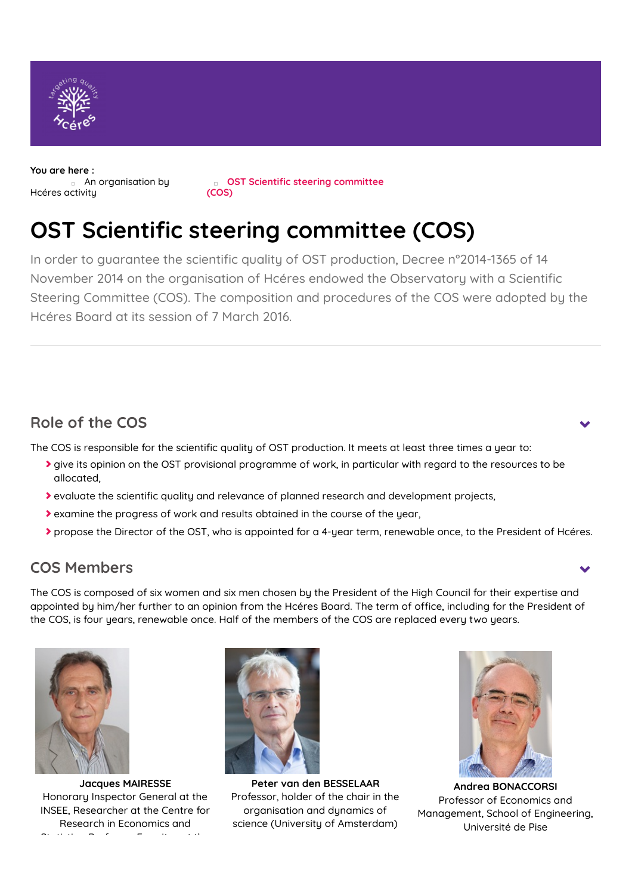You are here :

An organisation by Hcéres activity

OST Scientific steering committee (COS)

# OST Scientific steering committee (COS)

In order to guarantee the scientific quality of OST production, Decree n°2014-1365 of 14 November 2014 on the organisation of Hcéres endowed the Observatory with a Scientific Steering Committee (COS). The composition and procedures of the COS were adopted by the Hcéres Board at its session of 7 March 2016.

## Role of the COS

The COS is responsible for the scientific quality of OST production. It meets at least three times a year to:

- give its opinion on the OST provisional programme of work, in particular with regard to the resources to be allocated,
- evaluate the scientific quality and relevance of planned research and development projects,
- examine the progress of work and results obtained in the course of the year,
- propose the Director of the OST, who is appointed for a 4-year term, renewable once, to the President of Hcéres.

## COS Members

The COS is composed of six women and six men chosen by the President of the High Council for their expertise and appointed by him/her further to an opinion from the Hcéres Board. The term of office, including for the President of the COS, is four years, renewable once. Half of the members of the COS are replaced every two years.

**Jacques MAIRESSE**
Honorary Inspector General at the INSEE, Researcher at the Centre for Research in Economics and

**Peter van den BESSELAAR**
Professor, holder of the chair in the organisation and dynamics of science (University of Amsterdam)

**Andrea BONACCORSI**
Professor of Economics and Management, School of Engineering, Université de Pise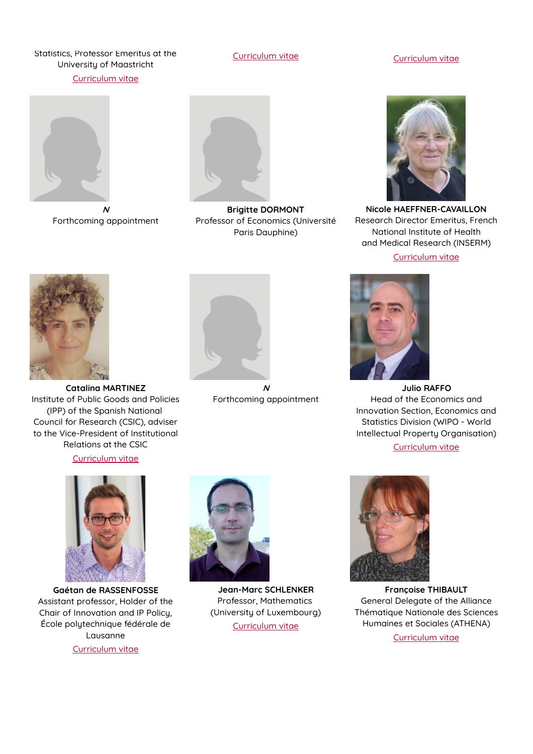Statistics, Professor Emeritus at the University of Maastricht

Curriculum vitae

Curriculum vitae

Curriculum vitae

***N***
Forthcoming appointment

**Brigitte DORMONT**
Professor of Economics (Université Paris Dauphine)

**Nicole HAEFFNER-CAVAILLON**
Research Director Emeritus, French National Institute of Health and Medical Research (INSERM)

Curriculum vitae

**Catalina MARTINEZ**
Institute of Public Goods and Policies (IPP) of the Spanish National Council for Research (CSIC), adviser to the Vice-President of Institutional Relations at the CSIC

Curriculum vitae

***N***
Forthcoming appointment

**Julio RAFFO**
Head of the Economics and Innovation Section, Economics and Statistics Division (WIPO - World Intellectual Property Organisation)

Curriculum vitae

**Gaétan de RASSENFOSSE**
Assistant professor, Holder of the Chair of Innovation and IP Policy, École polytechnique fédérale de Lausanne

Curriculum vitae

**Jean-Marc SCHLENKER**
Professor, Mathematics (University of Luxembourg)

Curriculum vitae

**Françoise THIBAULT**
General Delegate of the Alliance Thématique Nationale des Sciences Humaines et Sociales (ATHENA)

Curriculum vitae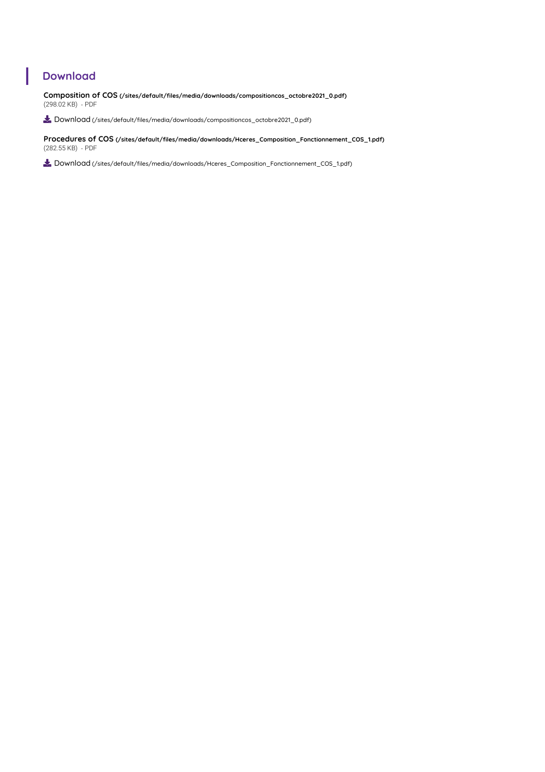## Download

**Composition of COS (/sites/default/files/media/downloads/compositioncos_octobre2021_0.pdf)**
(298.02 KB) - PDF

Download (/sites/default/files/media/downloads/compositioncos_octobre2021_0.pdf)

**Procedures of COS (/sites/default/files/media/downloads/Hceres_Composition_Fonctionnement_COS_1.pdf)**
(282.55 KB) - PDF

Download (/sites/default/files/media/downloads/Hceres_Composition_Fonctionnement_COS_1.pdf)